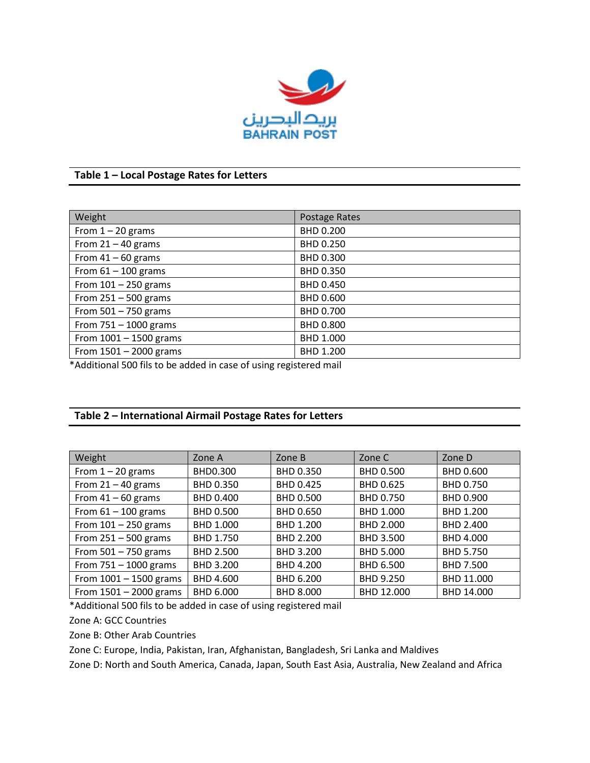بريد البحرين
BAHRAIN POST

**Table 1 – Local Postage Rates for Letters**

| Weight | Postage Rates |
|---|---|
| From 1 – 20 grams | BHD 0.200 |
| From 21 – 40 grams | BHD 0.250 |
| From 41 – 60 grams | BHD 0.300 |
| From 61 – 100 grams | BHD 0.350 |
| From 101 – 250 grams | BHD 0.450 |
| From 251 – 500 grams | BHD 0.600 |
| From 501 – 750 grams | BHD 0.700 |
| From 751 – 1000 grams | BHD 0.800 |
| From 1001 – 1500 grams | BHD 1.000 |
| From 1501 – 2000 grams | BHD 1.200 |

*Additional 500 fils to be added in case of using registered mail

**Table 2 – International Airmail Postage Rates for Letters**

| Weight | Zone A | Zone B | Zone C | Zone D |
|---|---|---|---|---|
| From 1 – 20 grams | BHD0.300 | BHD 0.350 | BHD 0.500 | BHD 0.600 |
| From 21 – 40 grams | BHD 0.350 | BHD 0.425 | BHD 0.625 | BHD 0.750 |
| From 41 – 60 grams | BHD 0.400 | BHD 0.500 | BHD 0.750 | BHD 0.900 |
| From 61 – 100 grams | BHD 0.500 | BHD 0.650 | BHD 1.000 | BHD 1.200 |
| From 101 – 250 grams | BHD 1.000 | BHD 1.200 | BHD 2.000 | BHD 2.400 |
| From 251 – 500 grams | BHD 1.750 | BHD 2.200 | BHD 3.500 | BHD 4.000 |
| From 501 – 750 grams | BHD 2.500 | BHD 3.200 | BHD 5.000 | BHD 5.750 |
| From 751 – 1000 grams | BHD 3.200 | BHD 4.200 | BHD 6.500 | BHD 7.500 |
| From 1001 – 1500 grams | BHD 4.600 | BHD 6.200 | BHD 9.250 | BHD 11.000 |
| From 1501 – 2000 grams | BHD 6.000 | BHD 8.000 | BHD 12.000 | BHD 14.000 |

*Additional 500 fils to be added in case of using registered mail

Zone A: GCC Countries

Zone B: Other Arab Countries

Zone C: Europe, India, Pakistan, Iran, Afghanistan, Bangladesh, Sri Lanka and Maldives

Zone D: North and South America, Canada, Japan, South East Asia, Australia, New Zealand and Africa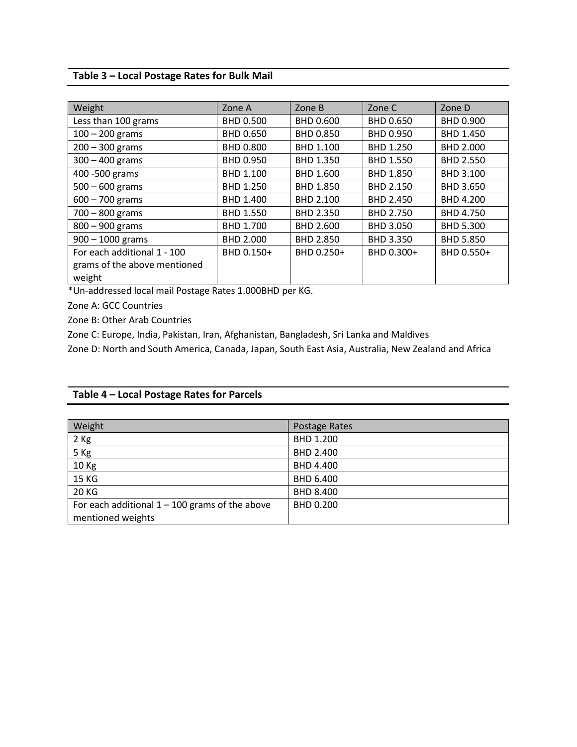## Table 3 – Local Postage Rates for Bulk Mail

| Weight | Zone A | Zone B | Zone C | Zone D |
|---|---|---|---|---|
| Less than 100 grams | BHD 0.500 | BHD 0.600 | BHD 0.650 | BHD 0.900 |
| 100 – 200 grams | BHD 0.650 | BHD 0.850 | BHD 0.950 | BHD 1.450 |
| 200 – 300 grams | BHD 0.800 | BHD 1.100 | BHD 1.250 | BHD 2.000 |
| 300 – 400 grams | BHD 0.950 | BHD 1.350 | BHD 1.550 | BHD 2.550 |
| 400 -500 grams | BHD 1.100 | BHD 1.600 | BHD 1.850 | BHD 3.100 |
| 500 – 600 grams | BHD 1.250 | BHD 1.850 | BHD 2.150 | BHD 3.650 |
| 600 – 700 grams | BHD 1.400 | BHD 2.100 | BHD 2.450 | BHD 4.200 |
| 700 – 800 grams | BHD 1.550 | BHD 2.350 | BHD 2.750 | BHD 4.750 |
| 800 – 900 grams | BHD 1.700 | BHD 2.600 | BHD 3.050 | BHD 5.300 |
| 900 – 1000 grams | BHD 2.000 | BHD 2.850 | BHD 3.350 | BHD 5.850 |
| For each additional 1 - 100 grams of the above mentioned weight | BHD 0.150+ | BHD 0.250+ | BHD 0.300+ | BHD 0.550+ |

*Un-addressed local mail Postage Rates 1.000BHD per KG.

Zone A: GCC Countries

Zone B: Other Arab Countries

Zone C: Europe, India, Pakistan, Iran, Afghanistan, Bangladesh, Sri Lanka and Maldives

Zone D: North and South America, Canada, Japan, South East Asia, Australia, New Zealand and Africa

## Table 4 – Local Postage Rates for Parcels

| Weight | Postage Rates |
|---|---|
| 2 Kg | BHD 1.200 |
| 5 Kg | BHD 2.400 |
| 10 Kg | BHD 4.400 |
| 15 KG | BHD 6.400 |
| 20 KG | BHD 8.400 |
| For each additional 1 – 100 grams of the above mentioned weights | BHD 0.200 |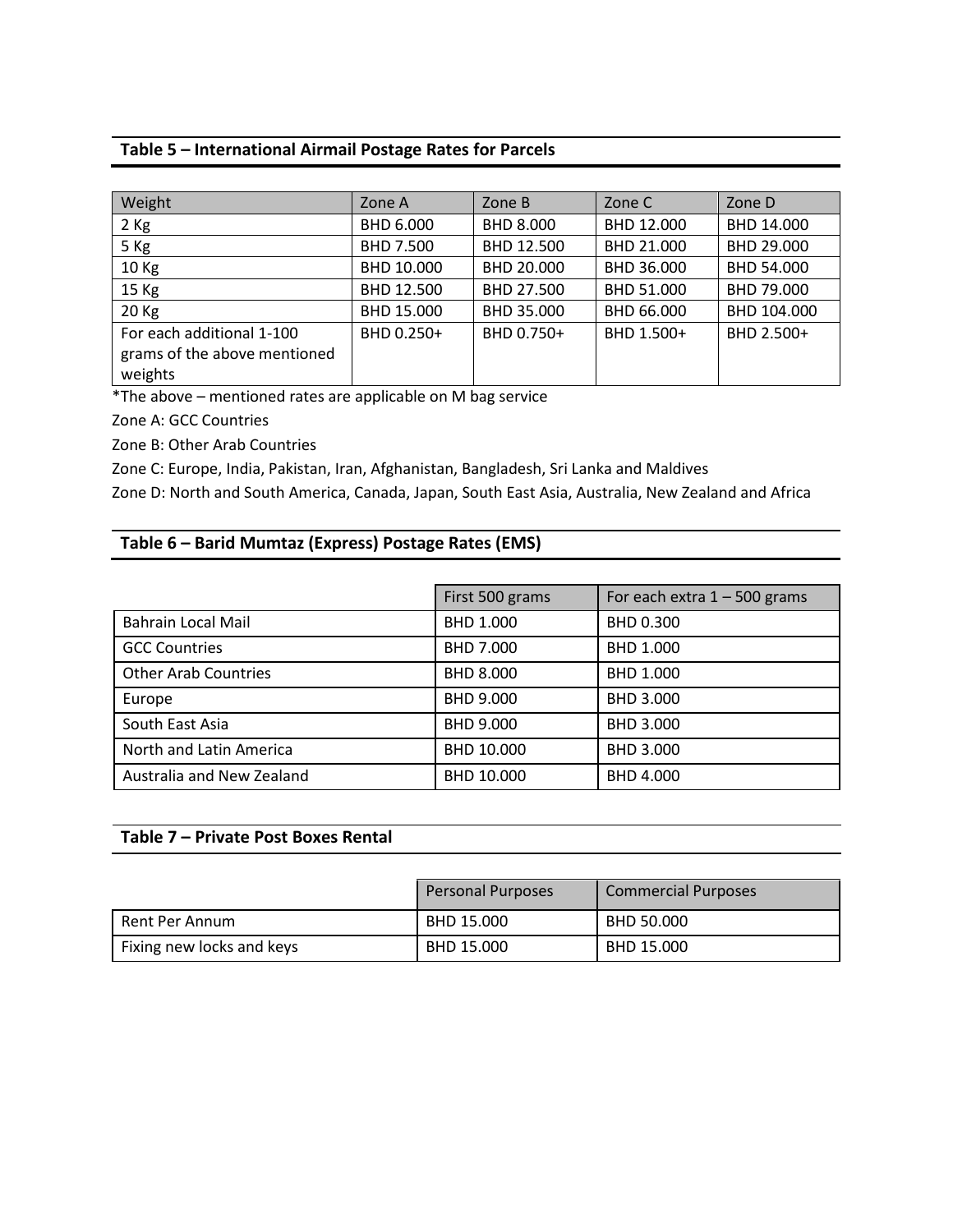## Table 5 – International Airmail Postage Rates for Parcels

| Weight | Zone A | Zone B | Zone C | Zone D |
|---|---|---|---|---|
| 2 Kg | BHD 6.000 | BHD 8.000 | BHD 12.000 | BHD 14.000 |
| 5 Kg | BHD 7.500 | BHD 12.500 | BHD 21.000 | BHD 29.000 |
| 10 Kg | BHD 10.000 | BHD 20.000 | BHD 36.000 | BHD 54.000 |
| 15 Kg | BHD 12.500 | BHD 27.500 | BHD 51.000 | BHD 79.000 |
| 20 Kg | BHD 15.000 | BHD 35.000 | BHD 66.000 | BHD 104.000 |
| For each additional 1-100 grams of the above mentioned weights | BHD 0.250+ | BHD 0.750+ | BHD 1.500+ | BHD 2.500+ |

*The above – mentioned rates are applicable on M bag service

Zone A: GCC Countries

Zone B: Other Arab Countries

Zone C: Europe, India, Pakistan, Iran, Afghanistan, Bangladesh, Sri Lanka and Maldives

Zone D: North and South America, Canada, Japan, South East Asia, Australia, New Zealand and Africa

## Table 6 – Barid Mumtaz (Express) Postage Rates (EMS)

| | First 500 grams | For each extra 1 – 500 grams |
|---|---|---|
| Bahrain Local Mail | BHD 1.000 | BHD 0.300 |
| GCC Countries | BHD 7.000 | BHD 1.000 |
| Other Arab Countries | BHD 8.000 | BHD 1.000 |
| Europe | BHD 9.000 | BHD 3.000 |
| South East Asia | BHD 9.000 | BHD 3.000 |
| North and Latin America | BHD 10.000 | BHD 3.000 |
| Australia and New Zealand | BHD 10.000 | BHD 4.000 |

## Table 7 – Private Post Boxes Rental

| | Personal Purposes | Commercial Purposes |
|---|---|---|
| Rent Per Annum | BHD 15.000 | BHD 50.000 |
| Fixing new locks and keys | BHD 15.000 | BHD 15.000 |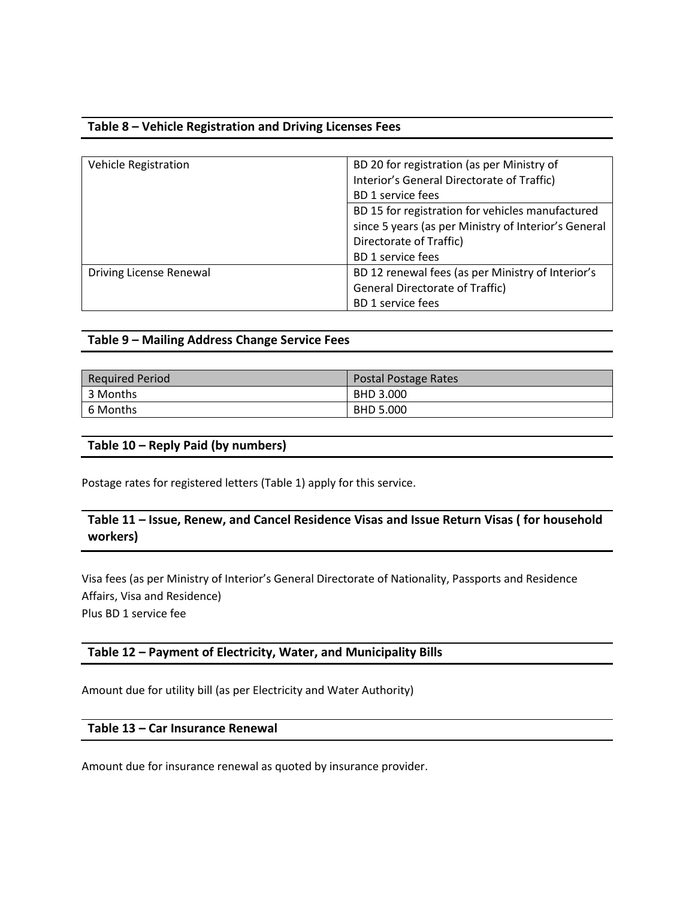### Table 8 – Vehicle Registration and Driving Licenses Fees

| | |
|---|---|
| Vehicle Registration | BD 20 for registration (as per Ministry of Interior's General Directorate of Traffic)<br>BD 1 service fees |
| | BD 15 for registration for vehicles manufactured since 5 years (as per Ministry of Interior's General Directorate of Traffic)<br>BD 1 service fees |
| Driving License Renewal | BD 12 renewal fees (as per Ministry of Interior's General Directorate of Traffic)<br>BD 1 service fees |

### Table 9 – Mailing Address Change Service Fees

| Required Period | Postal Postage Rates |
|---|---|
| 3 Months | BHD 3.000 |
| 6 Months | BHD 5.000 |

### Table 10 – Reply Paid (by numbers)

Postage rates for registered letters (Table 1) apply for this service.

### Table 11 – Issue, Renew, and Cancel Residence Visas and Issue Return Visas ( for household workers)

Visa fees (as per Ministry of Interior's General Directorate of Nationality, Passports and Residence Affairs, Visa and Residence)
Plus BD 1 service fee

### Table 12 – Payment of Electricity, Water, and Municipality Bills

Amount due for utility bill (as per Electricity and Water Authority)

### Table 13 – Car Insurance Renewal

Amount due for insurance renewal as quoted by insurance provider.